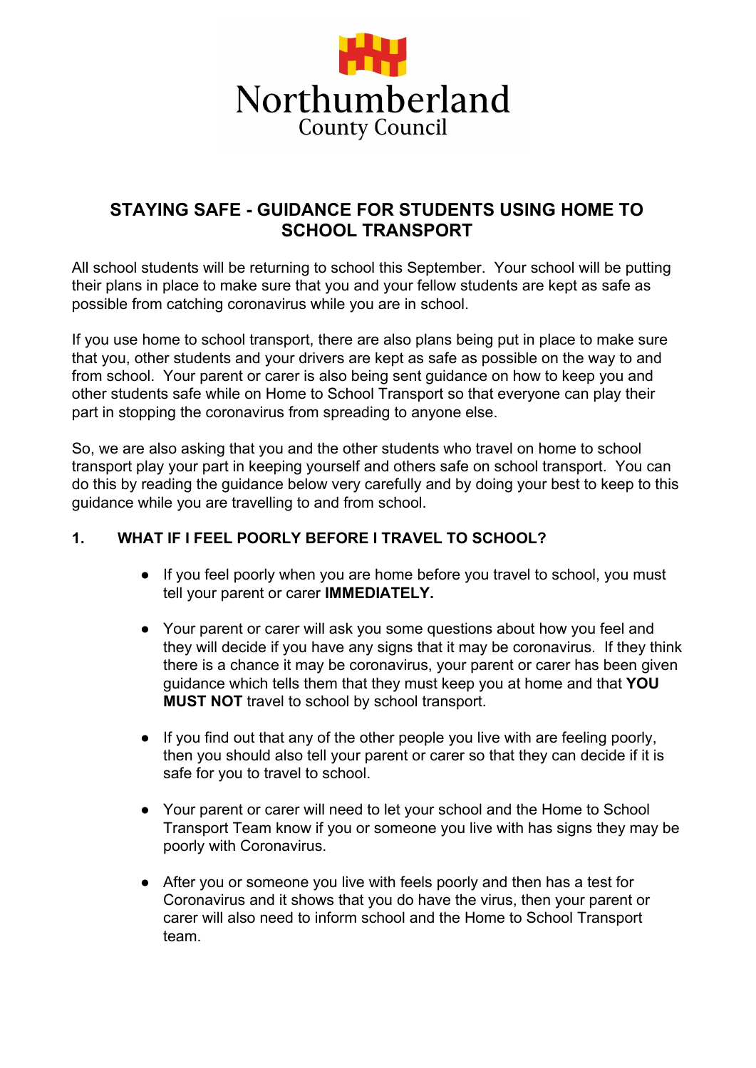Northumberland
County Council

# STAYING SAFE - GUIDANCE FOR STUDENTS USING HOME TO SCHOOL TRANSPORT

All school students will be returning to school this September. Your school will be putting their plans in place to make sure that you and your fellow students are kept as safe as possible from catching coronavirus while you are in school.

If you use home to school transport, there are also plans being put in place to make sure that you, other students and your drivers are kept as safe as possible on the way to and from school. Your parent or carer is also being sent guidance on how to keep you and other students safe while on Home to School Transport so that everyone can play their part in stopping the coronavirus from spreading to anyone else.

So, we are also asking that you and the other students who travel on home to school transport play your part in keeping yourself and others safe on school transport. You can do this by reading the guidance below very carefully and by doing your best to keep to this guidance while you are travelling to and from school.

## 1. WHAT IF I FEEL POORLY BEFORE I TRAVEL TO SCHOOL?

- If you feel poorly when you are home before you travel to school, you must tell your parent or carer **IMMEDIATELY.**
- Your parent or carer will ask you some questions about how you feel and they will decide if you have any signs that it may be coronavirus. If they think there is a chance it may be coronavirus, your parent or carer has been given guidance which tells them that they must keep you at home and that **YOU MUST NOT** travel to school by school transport.
- If you find out that any of the other people you live with are feeling poorly, then you should also tell your parent or carer so that they can decide if it is safe for you to travel to school.
- Your parent or carer will need to let your school and the Home to School Transport Team know if you or someone you live with has signs they may be poorly with Coronavirus.
- After you or someone you live with feels poorly and then has a test for Coronavirus and it shows that you do have the virus, then your parent or carer will also need to inform school and the Home to School Transport team.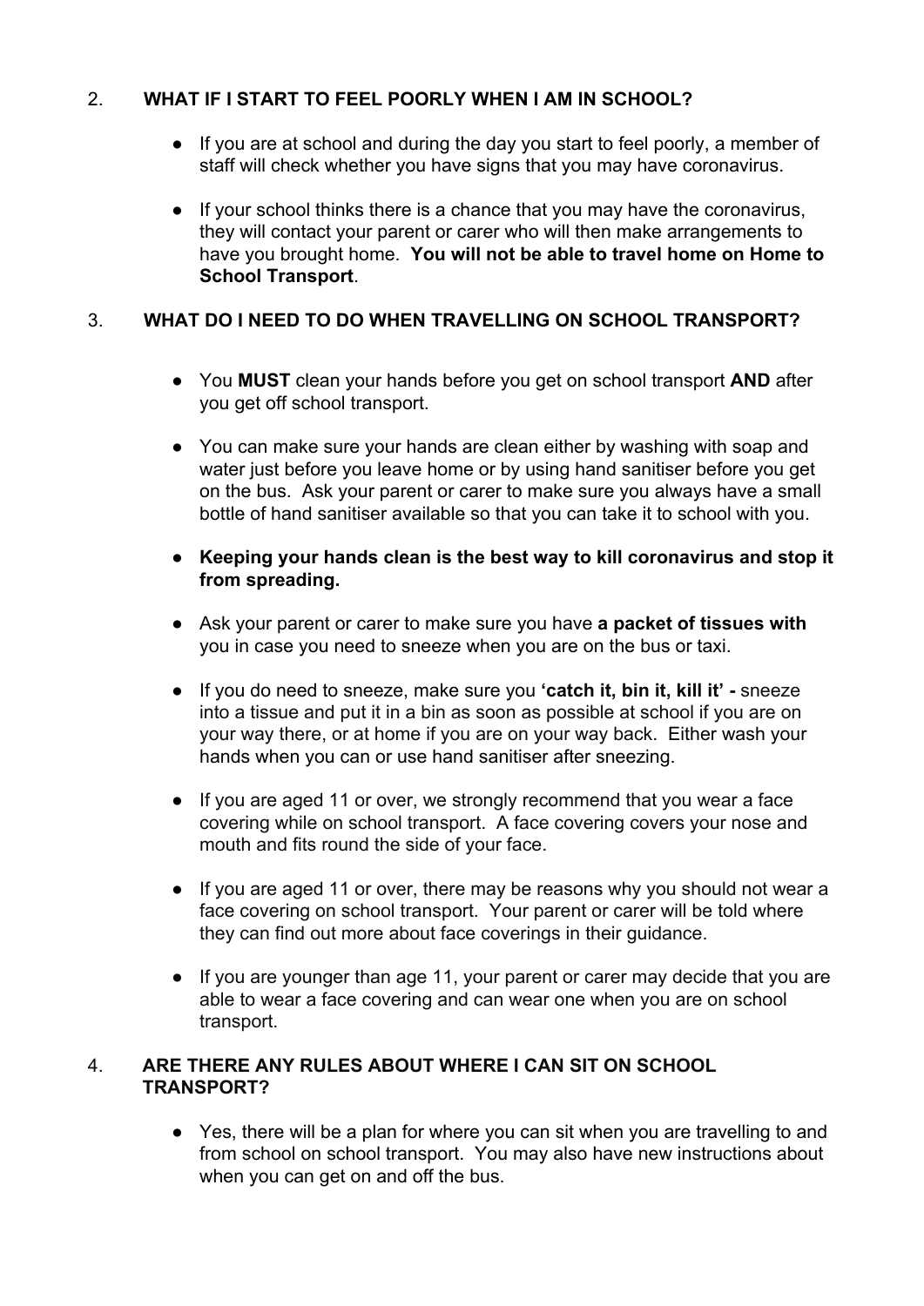## 2. WHAT IF I START TO FEEL POORLY WHEN I AM IN SCHOOL?

- If you are at school and during the day you start to feel poorly, a member of staff will check whether you have signs that you may have coronavirus.

- If your school thinks there is a chance that you may have the coronavirus, they will contact your parent or carer who will then make arrangements to have you brought home. **You will not be able to travel home on Home to School Transport**.

## 3. WHAT DO I NEED TO DO WHEN TRAVELLING ON SCHOOL TRANSPORT?

- You **MUST** clean your hands before you get on school transport **AND** after you get off school transport.

- You can make sure your hands are clean either by washing with soap and water just before you leave home or by using hand sanitiser before you get on the bus. Ask your parent or carer to make sure you always have a small bottle of hand sanitiser available so that you can take it to school with you.

- **Keeping your hands clean is the best way to kill coronavirus and stop it from spreading.**

- Ask your parent or carer to make sure you have **a packet of tissues with** you in case you need to sneeze when you are on the bus or taxi.

- If you do need to sneeze, make sure you **'catch it, bin it, kill it' -** sneeze into a tissue and put it in a bin as soon as possible at school if you are on your way there, or at home if you are on your way back. Either wash your hands when you can or use hand sanitiser after sneezing.

- If you are aged 11 or over, we strongly recommend that you wear a face covering while on school transport. A face covering covers your nose and mouth and fits round the side of your face.

- If you are aged 11 or over, there may be reasons why you should not wear a face covering on school transport. Your parent or carer will be told where they can find out more about face coverings in their guidance.

- If you are younger than age 11, your parent or carer may decide that you are able to wear a face covering and can wear one when you are on school transport.

## 4. ARE THERE ANY RULES ABOUT WHERE I CAN SIT ON SCHOOL TRANSPORT?

- Yes, there will be a plan for where you can sit when you are travelling to and from school on school transport. You may also have new instructions about when you can get on and off the bus.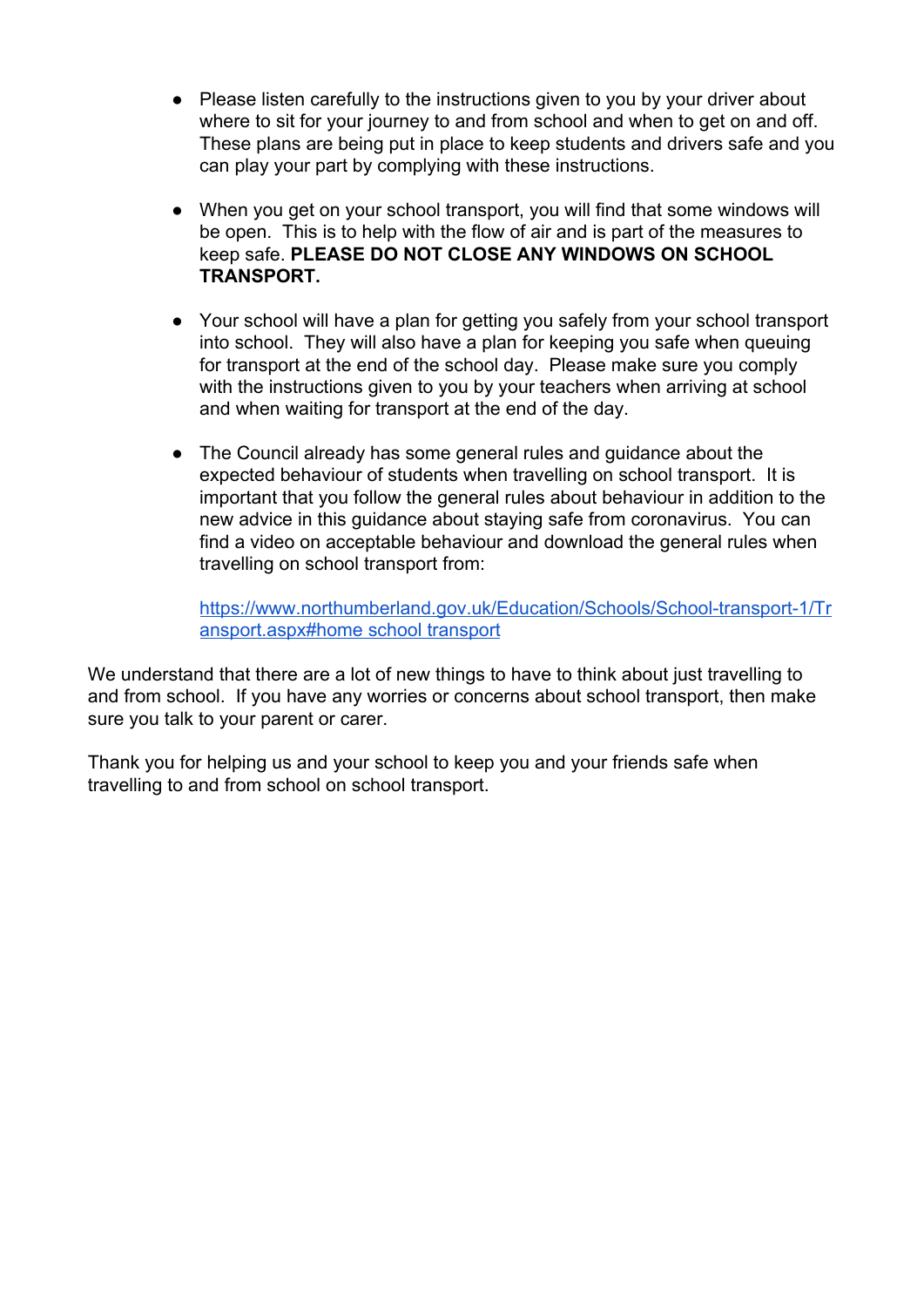- Please listen carefully to the instructions given to you by your driver about where to sit for your journey to and from school and when to get on and off. These plans are being put in place to keep students and drivers safe and you can play your part by complying with these instructions.

- When you get on your school transport, you will find that some windows will be open. This is to help with the flow of air and is part of the measures to keep safe. **PLEASE DO NOT CLOSE ANY WINDOWS ON SCHOOL TRANSPORT.**

- Your school will have a plan for getting you safely from your school transport into school. They will also have a plan for keeping you safe when queuing for transport at the end of the school day. Please make sure you comply with the instructions given to you by your teachers when arriving at school and when waiting for transport at the end of the day.

- The Council already has some general rules and guidance about the expected behaviour of students when travelling on school transport. It is important that you follow the general rules about behaviour in addition to the new advice in this guidance about staying safe from coronavirus. You can find a video on acceptable behaviour and download the general rules when travelling on school transport from:

  [https://www.northumberland.gov.uk/Education/Schools/School-transport-1/Transport.aspx#home school transport](https://www.northumberland.gov.uk/Education/Schools/School-transport-1/Transport.aspx#home school transport)

We understand that there are a lot of new things to have to think about just travelling to and from school. If you have any worries or concerns about school transport, then make sure you talk to your parent or carer.

Thank you for helping us and your school to keep you and your friends safe when travelling to and from school on school transport.